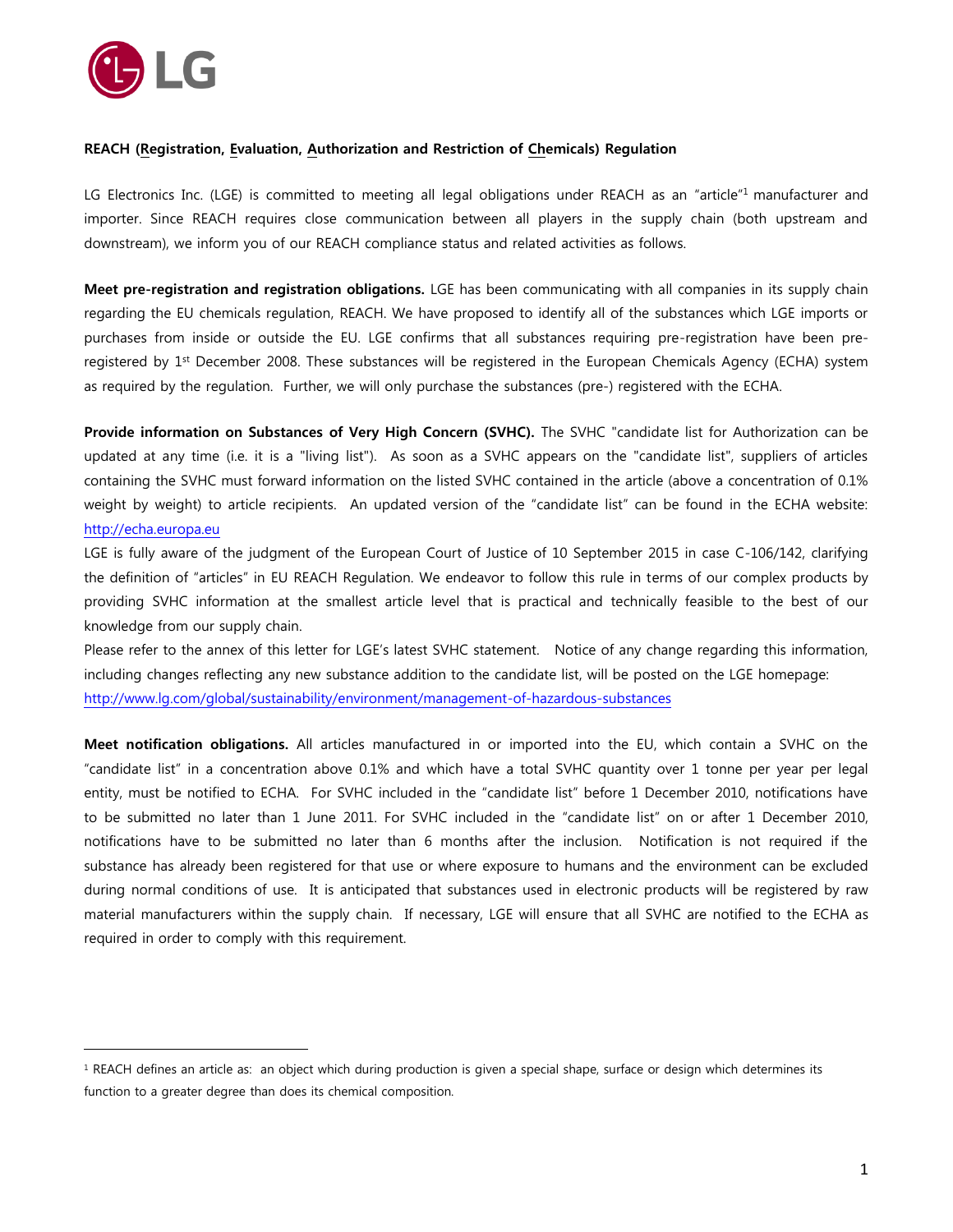**REACH (Registration, Evaluation, Authorization and Restriction of Chemicals) Regulation**

LG Electronics Inc. (LGE) is committed to meeting all legal obligations under REACH as an "article"[1] manufacturer and importer. Since REACH requires close communication between all players in the supply chain (both upstream and downstream), we inform you of our REACH compliance status and related activities as follows.

**Meet pre-registration and registration obligations.** LGE has been communicating with all companies in its supply chain regarding the EU chemicals regulation, REACH. We have proposed to identify all of the substances which LGE imports or purchases from inside or outside the EU. LGE confirms that all substances requiring pre-registration have been pre-registered by 1st December 2008. These substances will be registered in the European Chemicals Agency (ECHA) system as required by the regulation. Further, we will only purchase the substances (pre-) registered with the ECHA.

**Provide information on Substances of Very High Concern (SVHC).** The SVHC "candidate list for Authorization can be updated at any time (i.e. it is a "living list"). As soon as a SVHC appears on the "candidate list", suppliers of articles containing the SVHC must forward information on the listed SVHC contained in the article (above a concentration of 0.1% weight by weight) to article recipients. An updated version of the "candidate list" can be found in the ECHA website: http://echa.europa.eu

LGE is fully aware of the judgment of the European Court of Justice of 10 September 2015 in case C-106/142, clarifying the definition of "articles" in EU REACH Regulation. We endeavor to follow this rule in terms of our complex products by providing SVHC information at the smallest article level that is practical and technically feasible to the best of our knowledge from our supply chain.

Please refer to the annex of this letter for LGE's latest SVHC statement. Notice of any change regarding this information, including changes reflecting any new substance addition to the candidate list, will be posted on the LGE homepage: http://www.lg.com/global/sustainability/environment/management-of-hazardous-substances

**Meet notification obligations.** All articles manufactured in or imported into the EU, which contain a SVHC on the "candidate list" in a concentration above 0.1% and which have a total SVHC quantity over 1 tonne per year per legal entity, must be notified to ECHA. For SVHC included in the "candidate list" before 1 December 2010, notifications have to be submitted no later than 1 June 2011. For SVHC included in the "candidate list" on or after 1 December 2010, notifications have to be submitted no later than 6 months after the inclusion. Notification is not required if the substance has already been registered for that use or where exposure to humans and the environment can be excluded during normal conditions of use. It is anticipated that substances used in electronic products will be registered by raw material manufacturers within the supply chain. If necessary, LGE will ensure that all SVHC are notified to the ECHA as required in order to comply with this requirement.

---

[1] REACH defines an article as: an object which during production is given a special shape, surface or design which determines its function to a greater degree than does its chemical composition.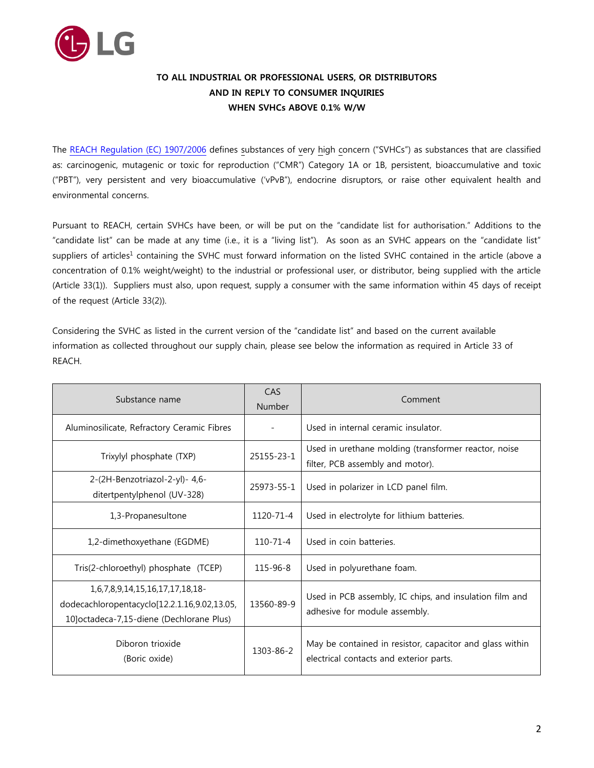**TO ALL INDUSTRIAL OR PROFESSIONAL USERS, OR DISTRIBUTORS**
**AND IN REPLY TO CONSUMER INQUIRIES**
**WHEN SVHCs ABOVE 0.1% W/W**

The REACH Regulation (EC) 1907/2006 defines substances of very high concern ("SVHCs") as substances that are classified as: carcinogenic, mutagenic or toxic for reproduction ("CMR") Category 1A or 1B, persistent, bioaccumulative and toxic ("PBT"), very persistent and very bioaccumulative ('vPvB"), endocrine disruptors, or raise other equivalent health and environmental concerns.

Pursuant to REACH, certain SVHCs have been, or will be put on the "candidate list for authorisation." Additions to the "candidate list" can be made at any time (i.e., it is a "living list"). As soon as an SVHC appears on the "candidate list" suppliers of articles[1] containing the SVHC must forward information on the listed SVHC contained in the article (above a concentration of 0.1% weight/weight) to the industrial or professional user, or distributor, being supplied with the article (Article 33(1)). Suppliers must also, upon request, supply a consumer with the same information within 45 days of receipt of the request (Article 33(2)).

Considering the SVHC as listed in the current version of the "candidate list" and based on the current available information as collected throughout our supply chain, please see below the information as required in Article 33 of REACH.

| Substance name | CAS Number | Comment |
|---|---|---|
| Aluminosilicate, Refractory Ceramic Fibres | - | Used in internal ceramic insulator. |
| Trixylyl phosphate (TXP) | 25155-23-1 | Used in urethane molding (transformer reactor, noise filter, PCB assembly and motor). |
| 2-(2H-Benzotriazol-2-yl)- 4,6-ditertpentylphenol (UV-328) | 25973-55-1 | Used in polarizer in LCD panel film. |
| 1,3-Propanesultone | 1120-71-4 | Used in electrolyte for lithium batteries. |
| 1,2-dimethoxyethane (EGDME) | 110-71-4 | Used in coin batteries. |
| Tris(2-chloroethyl) phosphate (TCEP) | 115-96-8 | Used in polyurethane foam. |
| 1,6,7,8,9,14,15,16,17,17,18,18-dodecachloropentacyclo[12.2.1.16,9.02,13.05,10]octadeca-7,15-diene (Dechlorane Plus) | 13560-89-9 | Used in PCB assembly, IC chips, and insulation film and adhesive for module assembly. |
| Diboron trioxide (Boric oxide) | 1303-86-2 | May be contained in resistor, capacitor and glass within electrical contacts and exterior parts. |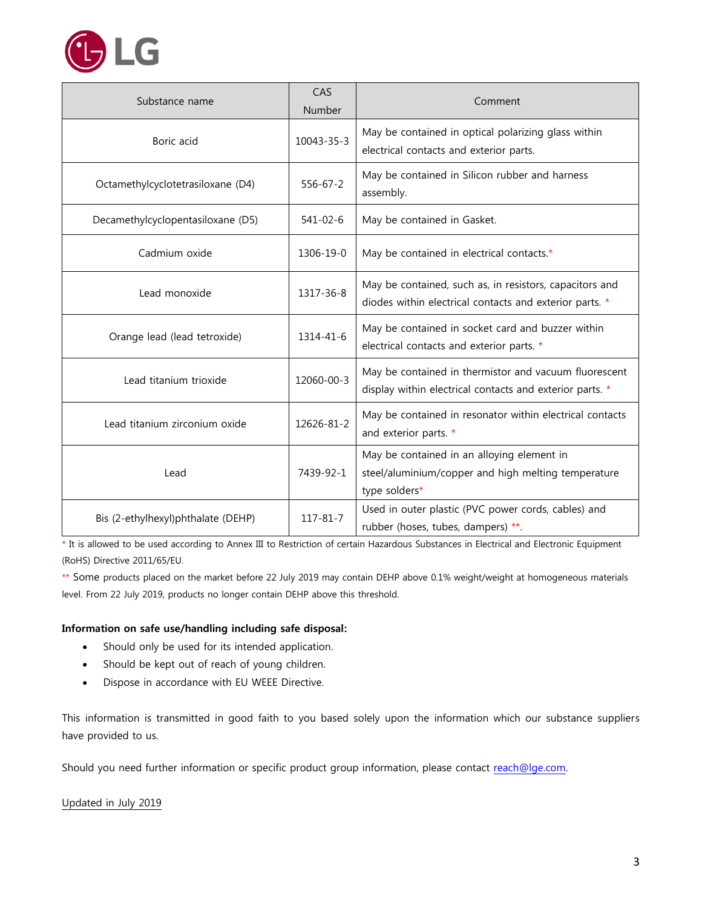| Substance name | CAS Number | Comment |
|---|---|---|
| Boric acid | 10043-35-3 | May be contained in optical polarizing glass within electrical contacts and exterior parts. |
| Octamethylcyclotetrasiloxane (D4) | 556-67-2 | May be contained in Silicon rubber and harness assembly. |
| Decamethylcyclopentasiloxane (D5) | 541-02-6 | May be contained in Gasket. |
| Cadmium oxide | 1306-19-0 | May be contained in electrical contacts.* |
| Lead monoxide | 1317-36-8 | May be contained, such as, in resistors, capacitors and diodes within electrical contacts and exterior parts. * |
| Orange lead (lead tetroxide) | 1314-41-6 | May be contained in socket card and buzzer within electrical contacts and exterior parts. * |
| Lead titanium trioxide | 12060-00-3 | May be contained in thermistor and vacuum fluorescent display within electrical contacts and exterior parts. * |
| Lead titanium zirconium oxide | 12626-81-2 | May be contained in resonator within electrical contacts and exterior parts. * |
| Lead | 7439-92-1 | May be contained in an alloying element in steel/aluminium/copper and high melting temperature type solders* |
| Bis (2-ethylhexyl)phthalate (DEHP) | 117-81-7 | Used in outer plastic (PVC power cords, cables) and rubber (hoses, tubes, dampers) **. |

* It is allowed to be used according to Annex III to Restriction of certain Hazardous Substances in Electrical and Electronic Equipment (RoHS) Directive 2011/65/EU.

** Some products placed on the market before 22 July 2019 may contain DEHP above 0.1% weight/weight at homogeneous materials level. From 22 July 2019, products no longer contain DEHP above this threshold.

**Information on safe use/handling including safe disposal:**

- Should only be used for its intended application.
- Should be kept out of reach of young children.
- Dispose in accordance with EU WEEE Directive.

This information is transmitted in good faith to you based solely upon the information which our substance suppliers have provided to us.

Should you need further information or specific product group information, please contact reach@lge.com.

Updated in July 2019